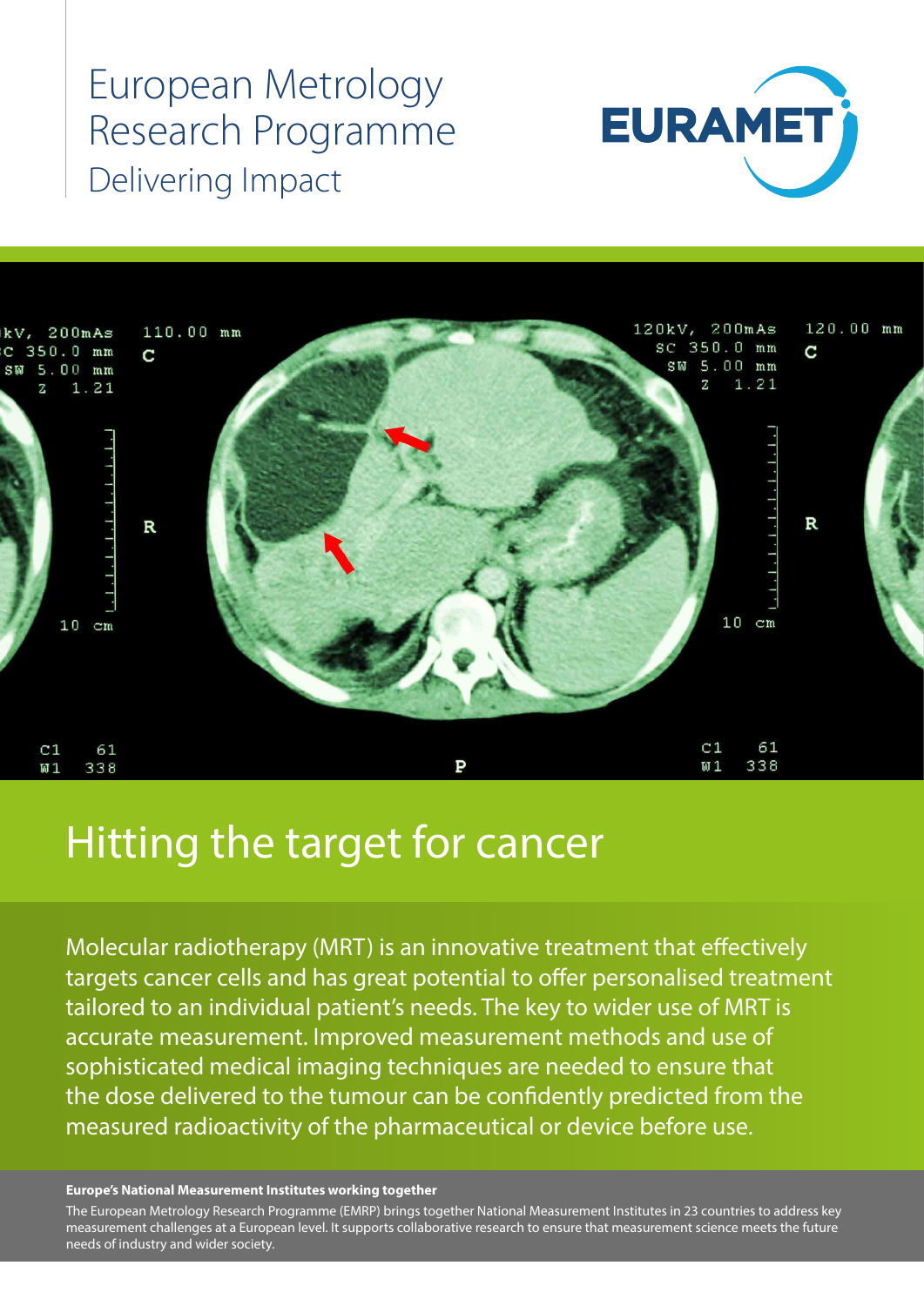# European Metrology Research Programme

## Delivering Impact

EURAMET

# Hitting the target for cancer

Molecular radiotherapy (MRT) is an innovative treatment that effectively targets cancer cells and has great potential to offer personalised treatment tailored to an individual patient's needs. The key to wider use of MRT is accurate measurement. Improved measurement methods and use of sophisticated medical imaging techniques are needed to ensure that the dose delivered to the tumour can be confidently predicted from the measured radioactivity of the pharmaceutical or device before use.

**Europe's National Measurement Institutes working together**

The European Metrology Research Programme (EMRP) brings together National Measurement Institutes in 23 countries to address key measurement challenges at a European level. It supports collaborative research to ensure that measurement science meets the future needs of industry and wider society.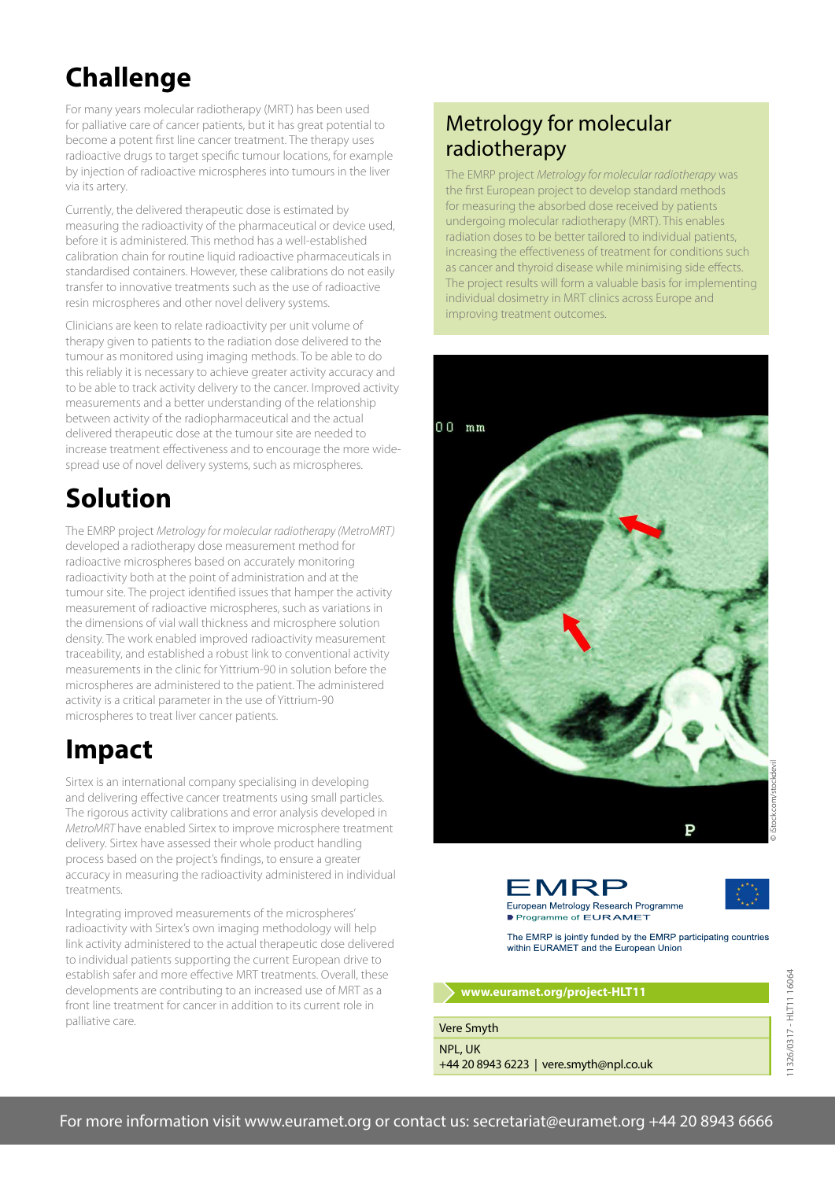## Challenge

For many years molecular radiotherapy (MRT) has been used for palliative care of cancer patients, but it has great potential to become a potent first line cancer treatment. The therapy uses radioactive drugs to target specific tumour locations, for example by injection of radioactive microspheres into tumours in the liver via its artery.

Currently, the delivered therapeutic dose is estimated by measuring the radioactivity of the pharmaceutical or device used, before it is administered. This method has a well-established calibration chain for routine liquid radioactive pharmaceuticals in standardised containers. However, these calibrations do not easily transfer to innovative treatments such as the use of radioactive resin microspheres and other novel delivery systems.

Clinicians are keen to relate radioactivity per unit volume of therapy given to patients to the radiation dose delivered to the tumour as monitored using imaging methods. To be able to do this reliably it is necessary to achieve greater activity accuracy and to be able to track activity delivery to the cancer. Improved activity measurements and a better understanding of the relationship between activity of the radiopharmaceutical and the actual delivered therapeutic dose at the tumour site are needed to increase treatment effectiveness and to encourage the more widespread use of novel delivery systems, such as microspheres.

## Solution

The EMRP project *Metrology for molecular radiotherapy (MetroMRT)* developed a radiotherapy dose measurement method for radioactive microspheres based on accurately monitoring radioactivity both at the point of administration and at the tumour site. The project identified issues that hamper the activity measurement of radioactive microspheres, such as variations in the dimensions of vial wall thickness and microsphere solution density. The work enabled improved radioactivity measurement traceability, and established a robust link to conventional activity measurements in the clinic for Yittrium-90 in solution before the microspheres are administered to the patient. The administered activity is a critical parameter in the use of Yittrium-90 microspheres to treat liver cancer patients.

## Impact

Sirtex is an international company specialising in developing and delivering effective cancer treatments using small particles. The rigorous activity calibrations and error analysis developed in *MetroMRT* have enabled Sirtex to improve microsphere treatment delivery. Sirtex have assessed their whole product handling process based on the project's findings, to ensure a greater accuracy in measuring the radioactivity administered in individual treatments.

Integrating improved measurements of the microspheres' radioactivity with Sirtex's own imaging methodology will help link activity administered to the actual therapeutic dose delivered to individual patients supporting the current European drive to establish safer and more effective MRT treatments. Overall, these developments are contributing to an increased use of MRT as a front line treatment for cancer in addition to its current role in palliative care.

## Metrology for molecular radiotherapy

The EMRP project *Metrology for molecular radiotherapy* was the first European project to develop standard methods for measuring the absorbed dose received by patients undergoing molecular radiotherapy (MRT). This enables radiation doses to be better tailored to individual patients, increasing the effectiveness of treatment for conditions such as cancer and thyroid disease while minimising side effects. The project results will form a valuable basis for implementing individual dosimetry in MRT clinics across Europe and improving treatment outcomes.

© iStock.com/stockdevil

EMRP
European Metrology Research Programme
Programme of EURAMET

The EMRP is jointly funded by the EMRP participating countries within EURAMET and the European Union

www.euramet.org/project-HLT11

Vere Smyth
NPL, UK
+44 20 8943 6223 | vere.smyth@npl.co.uk

11326/0317 - HLT11 16064

For more information visit www.euramet.org or contact us: secretariat@euramet.org +44 20 8943 6666